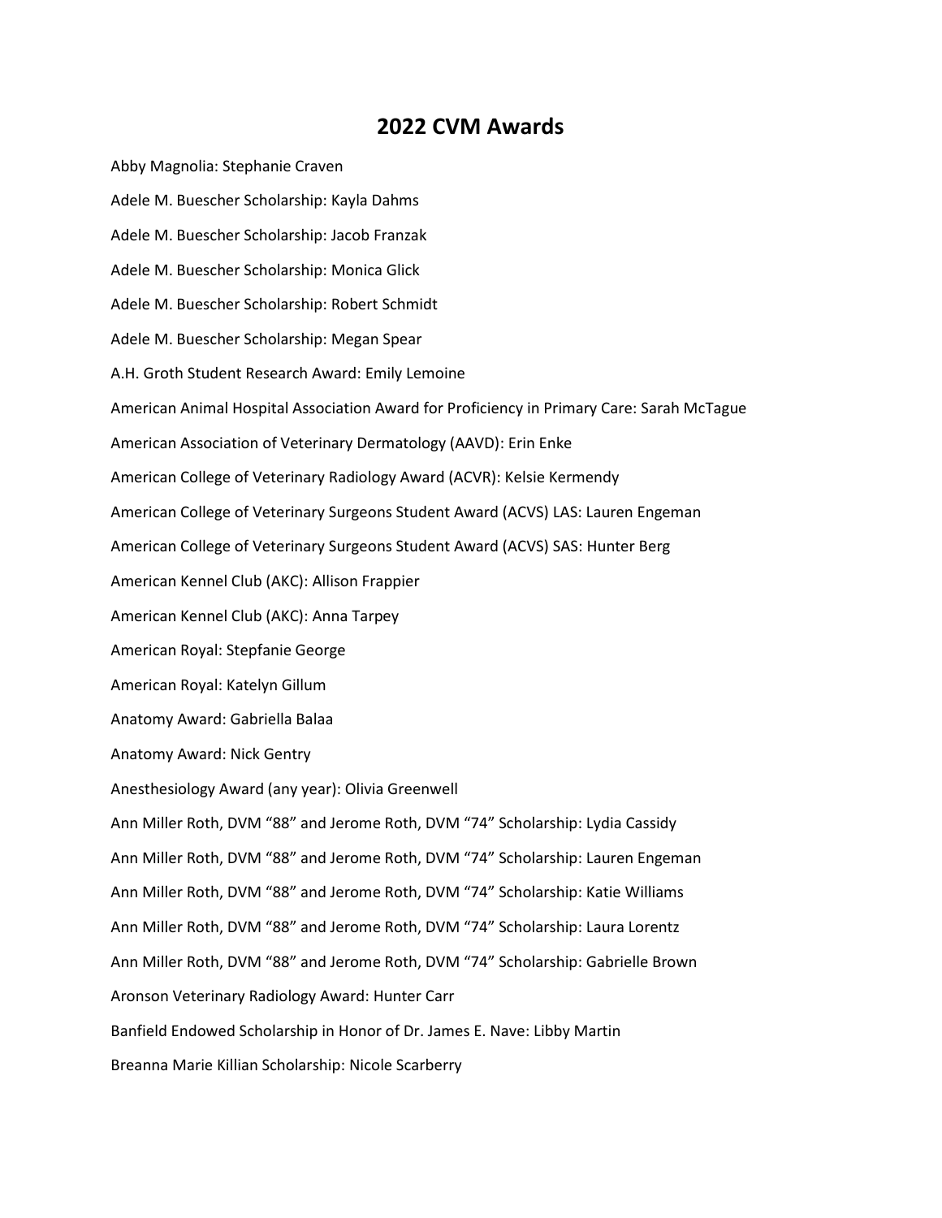# 2022 CVM Awards

Abby Magnolia: Stephanie Craven

Adele M. Buescher Scholarship: Kayla Dahms

Adele M. Buescher Scholarship: Jacob Franzak

Adele M. Buescher Scholarship: Monica Glick

Adele M. Buescher Scholarship: Robert Schmidt

Adele M. Buescher Scholarship: Megan Spear

A.H. Groth Student Research Award: Emily Lemoine

American Animal Hospital Association Award for Proficiency in Primary Care: Sarah McTague

American Association of Veterinary Dermatology (AAVD): Erin Enke

American College of Veterinary Radiology Award (ACVR): Kelsie Kermendy

American College of Veterinary Surgeons Student Award (ACVS) LAS: Lauren Engeman

American College of Veterinary Surgeons Student Award (ACVS) SAS: Hunter Berg

American Kennel Club (AKC): Allison Frappier

American Kennel Club (AKC): Anna Tarpey

American Royal: Stepfanie George

American Royal: Katelyn Gillum

Anatomy Award: Gabriella Balaa

Anatomy Award: Nick Gentry

Anesthesiology Award (any year): Olivia Greenwell

Ann Miller Roth, DVM "88" and Jerome Roth, DVM "74" Scholarship: Lydia Cassidy

Ann Miller Roth, DVM "88" and Jerome Roth, DVM "74" Scholarship: Lauren Engeman

Ann Miller Roth, DVM "88" and Jerome Roth, DVM "74" Scholarship: Katie Williams

Ann Miller Roth, DVM "88" and Jerome Roth, DVM "74" Scholarship: Laura Lorentz

Ann Miller Roth, DVM "88" and Jerome Roth, DVM "74" Scholarship: Gabrielle Brown

Aronson Veterinary Radiology Award: Hunter Carr

Banfield Endowed Scholarship in Honor of Dr. James E. Nave: Libby Martin

Breanna Marie Killian Scholarship: Nicole Scarberry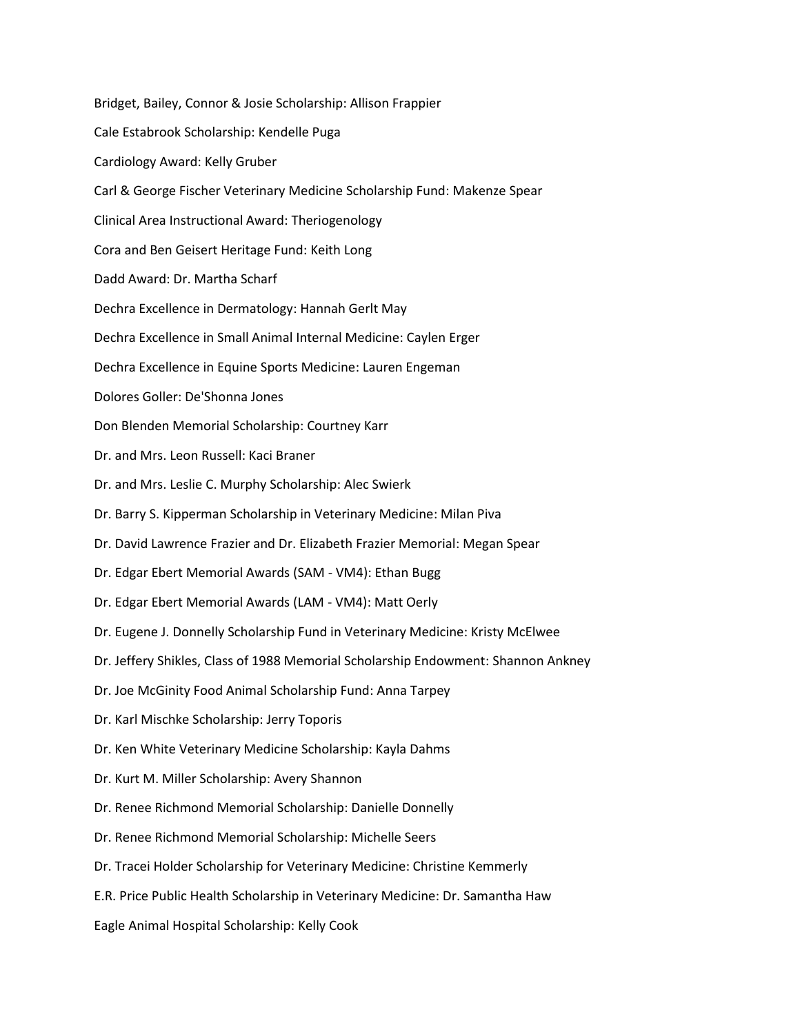Bridget, Bailey, Connor & Josie Scholarship: Allison Frappier

Cale Estabrook Scholarship: Kendelle Puga

Cardiology Award: Kelly Gruber

Carl & George Fischer Veterinary Medicine Scholarship Fund: Makenze Spear

Clinical Area Instructional Award: Theriogenology

Cora and Ben Geisert Heritage Fund: Keith Long

Dadd Award: Dr. Martha Scharf

Dechra Excellence in Dermatology: Hannah Gerlt May

Dechra Excellence in Small Animal Internal Medicine: Caylen Erger

Dechra Excellence in Equine Sports Medicine: Lauren Engeman

Dolores Goller: De'Shonna Jones

Don Blenden Memorial Scholarship: Courtney Karr

Dr. and Mrs. Leon Russell: Kaci Braner

Dr. and Mrs. Leslie C. Murphy Scholarship: Alec Swierk

Dr. Barry S. Kipperman Scholarship in Veterinary Medicine: Milan Piva

Dr. David Lawrence Frazier and Dr. Elizabeth Frazier Memorial: Megan Spear

Dr. Edgar Ebert Memorial Awards (SAM - VM4): Ethan Bugg

Dr. Edgar Ebert Memorial Awards (LAM - VM4): Matt Oerly

Dr. Eugene J. Donnelly Scholarship Fund in Veterinary Medicine: Kristy McElwee

Dr. Jeffery Shikles, Class of 1988 Memorial Scholarship Endowment: Shannon Ankney

Dr. Joe McGinity Food Animal Scholarship Fund: Anna Tarpey

Dr. Karl Mischke Scholarship: Jerry Toporis

Dr. Ken White Veterinary Medicine Scholarship: Kayla Dahms

Dr. Kurt M. Miller Scholarship: Avery Shannon

Dr. Renee Richmond Memorial Scholarship: Danielle Donnelly

Dr. Renee Richmond Memorial Scholarship: Michelle Seers

Dr. Tracei Holder Scholarship for Veterinary Medicine: Christine Kemmerly

E.R. Price Public Health Scholarship in Veterinary Medicine: Dr. Samantha Haw

Eagle Animal Hospital Scholarship: Kelly Cook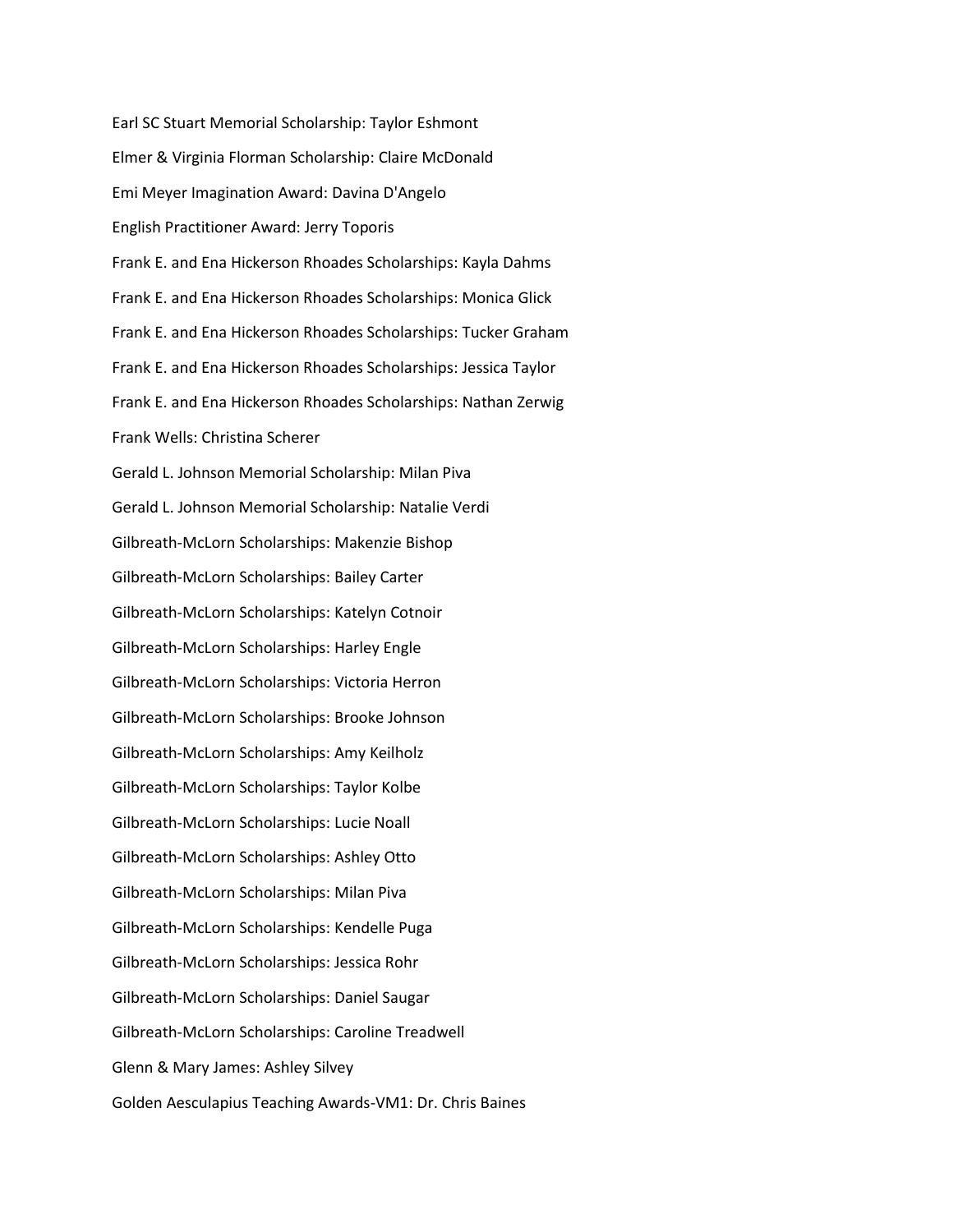Earl SC Stuart Memorial Scholarship: Taylor Eshmont

Elmer & Virginia Florman Scholarship: Claire McDonald

Emi Meyer Imagination Award: Davina D'Angelo

English Practitioner Award: Jerry Toporis

Frank E. and Ena Hickerson Rhoades Scholarships: Kayla Dahms

Frank E. and Ena Hickerson Rhoades Scholarships: Monica Glick

Frank E. and Ena Hickerson Rhoades Scholarships: Tucker Graham

Frank E. and Ena Hickerson Rhoades Scholarships: Jessica Taylor

Frank E. and Ena Hickerson Rhoades Scholarships: Nathan Zerwig

Frank Wells: Christina Scherer

Gerald L. Johnson Memorial Scholarship: Milan Piva

Gerald L. Johnson Memorial Scholarship: Natalie Verdi

Gilbreath-McLorn Scholarships: Makenzie Bishop

Gilbreath-McLorn Scholarships: Bailey Carter

Gilbreath-McLorn Scholarships: Katelyn Cotnoir

Gilbreath-McLorn Scholarships: Harley Engle

Gilbreath-McLorn Scholarships: Victoria Herron

Gilbreath-McLorn Scholarships: Brooke Johnson

Gilbreath-McLorn Scholarships: Amy Keilholz

Gilbreath-McLorn Scholarships: Taylor Kolbe

Gilbreath-McLorn Scholarships: Lucie Noall

Gilbreath-McLorn Scholarships: Ashley Otto

Gilbreath-McLorn Scholarships: Milan Piva

Gilbreath-McLorn Scholarships: Kendelle Puga

Gilbreath-McLorn Scholarships: Jessica Rohr

Gilbreath-McLorn Scholarships: Daniel Saugar

Gilbreath-McLorn Scholarships: Caroline Treadwell

Glenn & Mary James: Ashley Silvey

Golden Aesculapius Teaching Awards-VM1: Dr. Chris Baines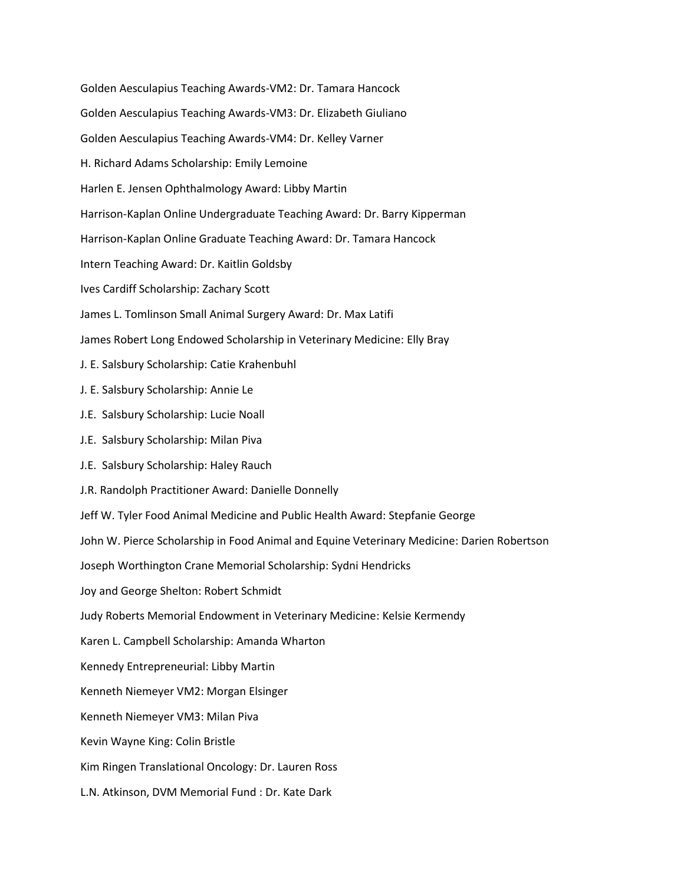Golden Aesculapius Teaching Awards-VM2: Dr. Tamara Hancock

Golden Aesculapius Teaching Awards-VM3: Dr. Elizabeth Giuliano

Golden Aesculapius Teaching Awards-VM4: Dr. Kelley Varner

H. Richard Adams Scholarship: Emily Lemoine

Harlen E. Jensen Ophthalmology Award: Libby Martin

Harrison-Kaplan Online Undergraduate Teaching Award: Dr. Barry Kipperman

Harrison-Kaplan Online Graduate Teaching Award: Dr. Tamara Hancock

Intern Teaching Award: Dr. Kaitlin Goldsby

Ives Cardiff Scholarship: Zachary Scott

James L. Tomlinson Small Animal Surgery Award: Dr. Max Latifi

James Robert Long Endowed Scholarship in Veterinary Medicine: Elly Bray

J. E. Salsbury Scholarship: Catie Krahenbuhl

J. E. Salsbury Scholarship: Annie Le

J.E.  Salsbury Scholarship: Lucie Noall

J.E.  Salsbury Scholarship: Milan Piva

J.E.  Salsbury Scholarship: Haley Rauch

J.R. Randolph Practitioner Award: Danielle Donnelly

Jeff W. Tyler Food Animal Medicine and Public Health Award: Stepfanie George

John W. Pierce Scholarship in Food Animal and Equine Veterinary Medicine: Darien Robertson

Joseph Worthington Crane Memorial Scholarship: Sydni Hendricks

Joy and George Shelton: Robert Schmidt

Judy Roberts Memorial Endowment in Veterinary Medicine: Kelsie Kermendy

Karen L. Campbell Scholarship: Amanda Wharton

Kennedy Entrepreneurial: Libby Martin

Kenneth Niemeyer VM2: Morgan Elsinger

Kenneth Niemeyer VM3: Milan Piva

Kevin Wayne King: Colin Bristle

Kim Ringen Translational Oncology: Dr. Lauren Ross

L.N. Atkinson, DVM Memorial Fund : Dr. Kate Dark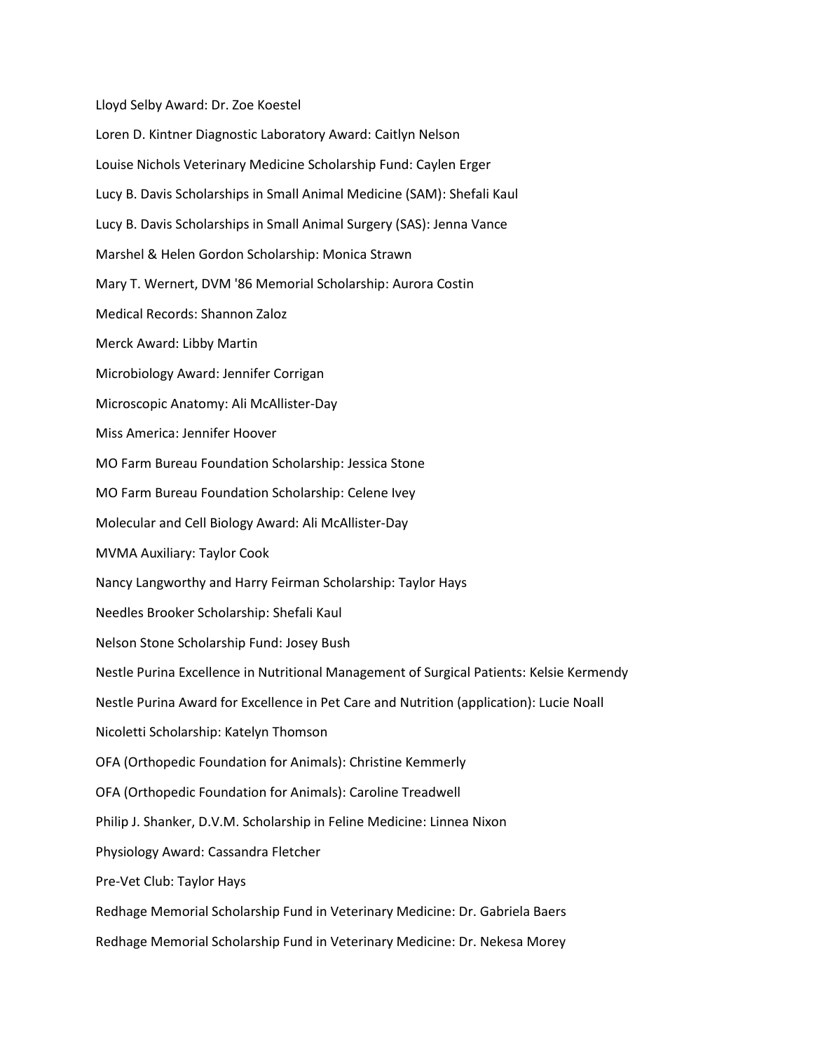Lloyd Selby Award: Dr. Zoe Koestel

Loren D. Kintner Diagnostic Laboratory Award: Caitlyn Nelson

Louise Nichols Veterinary Medicine Scholarship Fund: Caylen Erger

Lucy B. Davis Scholarships in Small Animal Medicine (SAM): Shefali Kaul

Lucy B. Davis Scholarships in Small Animal Surgery (SAS): Jenna Vance

Marshel & Helen Gordon Scholarship: Monica Strawn

Mary T. Wernert, DVM '86 Memorial Scholarship: Aurora Costin

Medical Records: Shannon Zaloz

Merck Award: Libby Martin

Microbiology Award: Jennifer Corrigan

Microscopic Anatomy: Ali McAllister-Day

Miss America: Jennifer Hoover

MO Farm Bureau Foundation Scholarship: Jessica Stone

MO Farm Bureau Foundation Scholarship: Celene Ivey

Molecular and Cell Biology Award: Ali McAllister-Day

MVMA Auxiliary: Taylor Cook

Nancy Langworthy and Harry Feirman Scholarship: Taylor Hays

Needles Brooker Scholarship: Shefali Kaul

Nelson Stone Scholarship Fund: Josey Bush

Nestle Purina Excellence in Nutritional Management of Surgical Patients: Kelsie Kermendy

Nestle Purina Award for Excellence in Pet Care and Nutrition (application): Lucie Noall

Nicoletti Scholarship: Katelyn Thomson

OFA (Orthopedic Foundation for Animals): Christine Kemmerly

OFA (Orthopedic Foundation for Animals): Caroline Treadwell

Philip J. Shanker, D.V.M. Scholarship in Feline Medicine: Linnea Nixon

Physiology Award: Cassandra Fletcher

Pre-Vet Club: Taylor Hays

Redhage Memorial Scholarship Fund in Veterinary Medicine: Dr. Gabriela Baers

Redhage Memorial Scholarship Fund in Veterinary Medicine: Dr. Nekesa Morey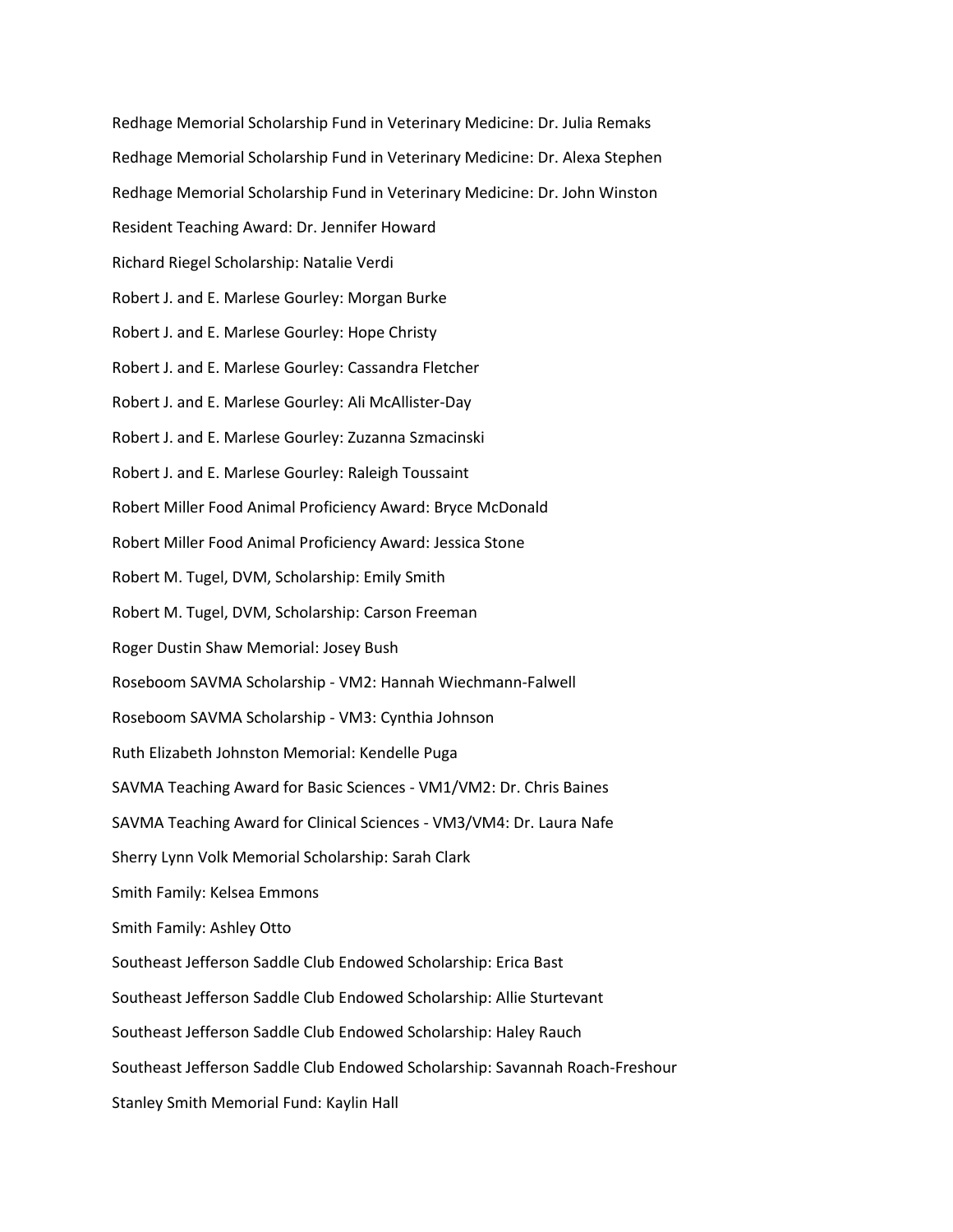Redhage Memorial Scholarship Fund in Veterinary Medicine: Dr. Julia Remaks

Redhage Memorial Scholarship Fund in Veterinary Medicine: Dr. Alexa Stephen

Redhage Memorial Scholarship Fund in Veterinary Medicine: Dr. John Winston

Resident Teaching Award: Dr. Jennifer Howard

Richard Riegel Scholarship: Natalie Verdi

Robert J. and E. Marlese Gourley: Morgan Burke

Robert J. and E. Marlese Gourley: Hope Christy

Robert J. and E. Marlese Gourley: Cassandra Fletcher

Robert J. and E. Marlese Gourley: Ali McAllister-Day

Robert J. and E. Marlese Gourley: Zuzanna Szmacinski

Robert J. and E. Marlese Gourley: Raleigh Toussaint

Robert Miller Food Animal Proficiency Award: Bryce McDonald

Robert Miller Food Animal Proficiency Award: Jessica Stone

Robert M. Tugel, DVM, Scholarship: Emily Smith

Robert M. Tugel, DVM, Scholarship: Carson Freeman

Roger Dustin Shaw Memorial: Josey Bush

Roseboom SAVMA Scholarship - VM2: Hannah Wiechmann-Falwell

Roseboom SAVMA Scholarship - VM3: Cynthia Johnson

Ruth Elizabeth Johnston Memorial: Kendelle Puga

SAVMA Teaching Award for Basic Sciences - VM1/VM2: Dr. Chris Baines

SAVMA Teaching Award for Clinical Sciences - VM3/VM4: Dr. Laura Nafe

Sherry Lynn Volk Memorial Scholarship: Sarah Clark

Smith Family: Kelsea Emmons

Smith Family: Ashley Otto

Southeast Jefferson Saddle Club Endowed Scholarship: Erica Bast

Southeast Jefferson Saddle Club Endowed Scholarship: Allie Sturtevant

Southeast Jefferson Saddle Club Endowed Scholarship: Haley Rauch

Southeast Jefferson Saddle Club Endowed Scholarship: Savannah Roach-Freshour

Stanley Smith Memorial Fund: Kaylin Hall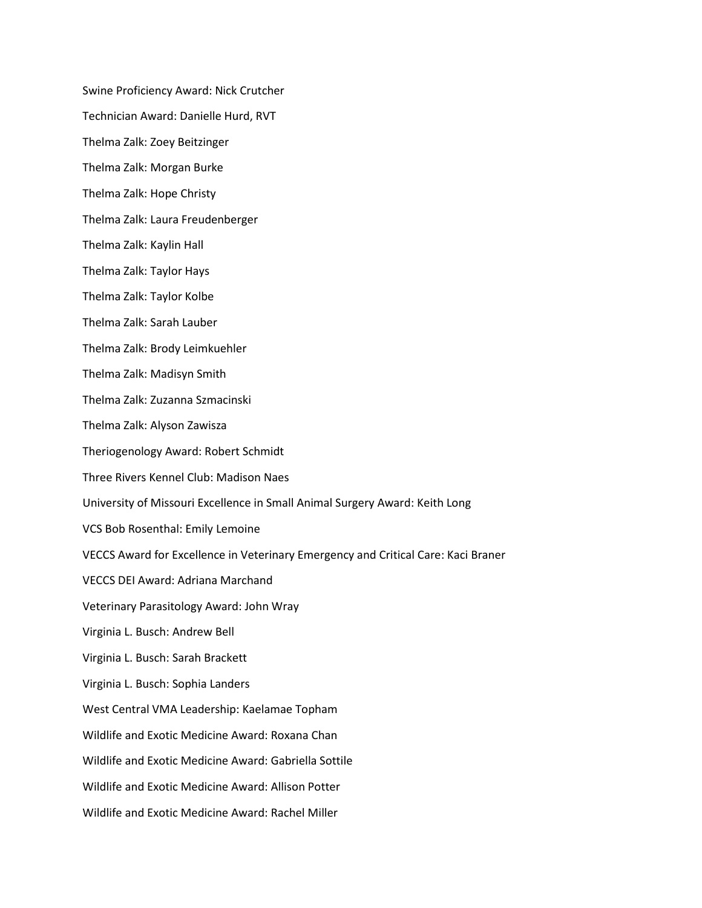Swine Proficiency Award: Nick Crutcher

Technician Award: Danielle Hurd, RVT

Thelma Zalk: Zoey Beitzinger

Thelma Zalk: Morgan Burke

Thelma Zalk: Hope Christy

Thelma Zalk: Laura Freudenberger

Thelma Zalk: Kaylin Hall

Thelma Zalk: Taylor Hays

Thelma Zalk: Taylor Kolbe

Thelma Zalk: Sarah Lauber

Thelma Zalk: Brody Leimkuehler

Thelma Zalk: Madisyn Smith

Thelma Zalk: Zuzanna Szmacinski

Thelma Zalk: Alyson Zawisza

Theriogenology Award: Robert Schmidt

Three Rivers Kennel Club: Madison Naes

University of Missouri Excellence in Small Animal Surgery Award: Keith Long

VCS Bob Rosenthal: Emily Lemoine

VECCS Award for Excellence in Veterinary Emergency and Critical Care: Kaci Braner

VECCS DEI Award: Adriana Marchand

Veterinary Parasitology Award: John Wray

Virginia L. Busch: Andrew Bell

Virginia L. Busch: Sarah Brackett

Virginia L. Busch: Sophia Landers

West Central VMA Leadership: Kaelamae Topham

Wildlife and Exotic Medicine Award: Roxana Chan

Wildlife and Exotic Medicine Award: Gabriella Sottile

Wildlife and Exotic Medicine Award: Allison Potter

Wildlife and Exotic Medicine Award: Rachel Miller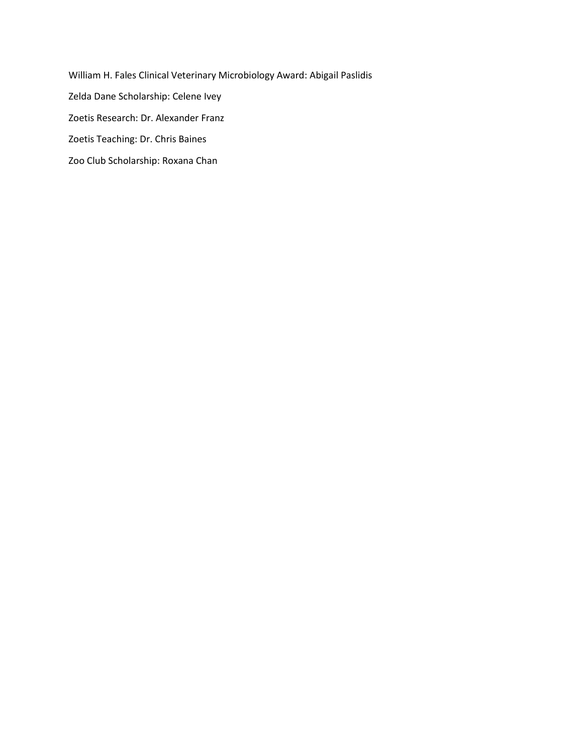William H. Fales Clinical Veterinary Microbiology Award: Abigail Paslidis

Zelda Dane Scholarship: Celene Ivey

Zoetis Research: Dr. Alexander Franz

Zoetis Teaching: Dr. Chris Baines

Zoo Club Scholarship: Roxana Chan